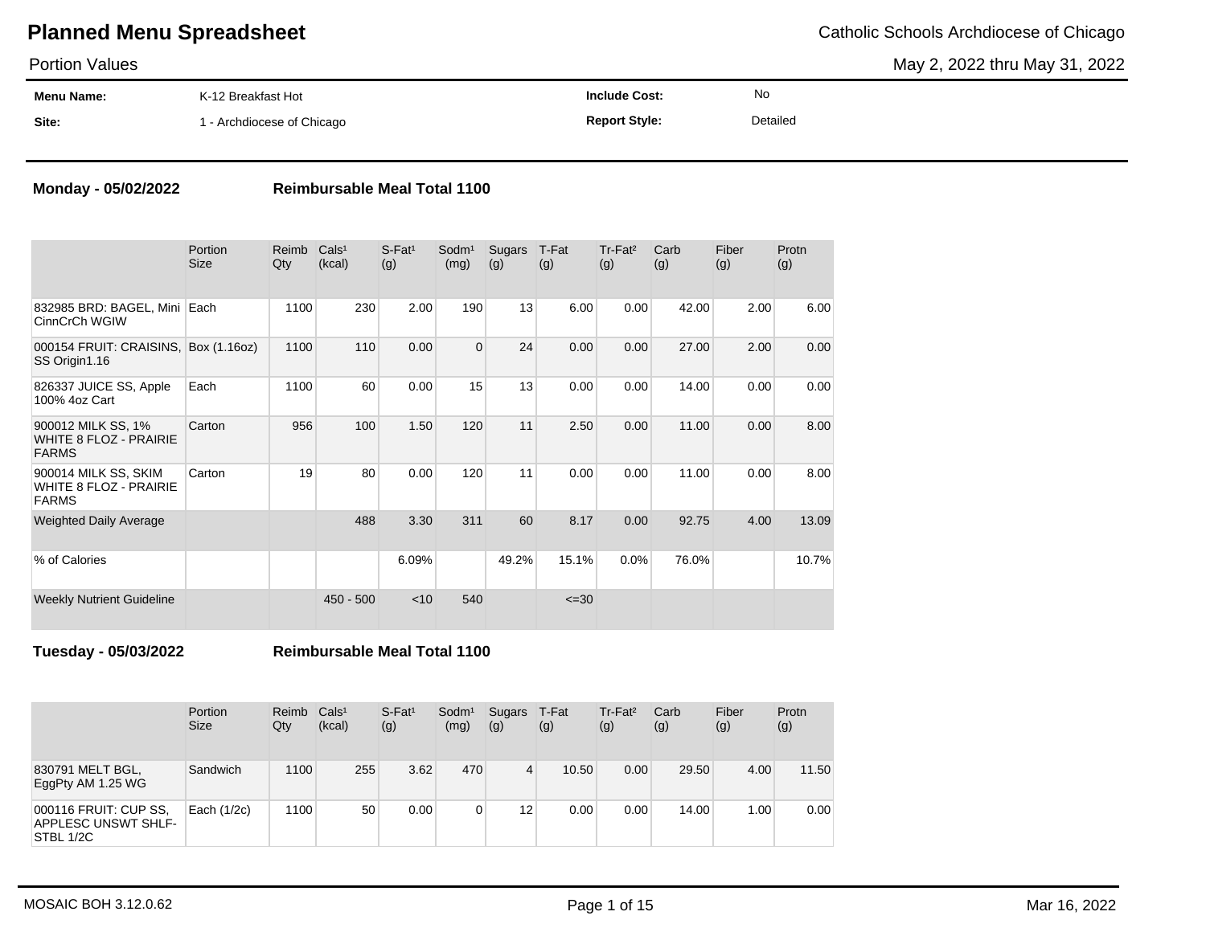# Planned Menu Spreadsheet

Catholic Schools Archdiocese of Chicago

Portion Values

May 2, 2022 thru May 31, 2022

| | | | |
|---|---|---|---|
| **Menu Name:** | K-12 Breakfast Hot | **Include Cost:** | No |
| **Site:** | 1 - Archdiocese of Chicago | **Report Style:** | Detailed |

**Monday - 05/02/2022** **Reimbursable Meal Total 1100**

| | Portion Size | Reimb Qty | Cals¹ (kcal) | S-Fat¹ (g) | Sodm¹ (mg) | Sugars (g) | T-Fat (g) | Tr-Fat² (g) | Carb (g) | Fiber (g) | Protn (g) |
|---|---|---|---|---|---|---|---|---|---|---|---|
| 832985 BRD: BAGEL, Mini CinnCrCh WGIW | Each | 1100 | 230 | 2.00 | 190 | 13 | 6.00 | 0.00 | 42.00 | 2.00 | 6.00 |
| 000154 FRUIT: CRAISINS, SS Origin1.16 | Box (1.16oz) | 1100 | 110 | 0.00 | 0 | 24 | 0.00 | 0.00 | 27.00 | 2.00 | 0.00 |
| 826337 JUICE SS, Apple 100% 4oz Cart | Each | 1100 | 60 | 0.00 | 15 | 13 | 0.00 | 0.00 | 14.00 | 0.00 | 0.00 |
| 900012 MILK SS, 1% WHITE 8 FLOZ - PRAIRIE FARMS | Carton | 956 | 100 | 1.50 | 120 | 11 | 2.50 | 0.00 | 11.00 | 0.00 | 8.00 |
| 900014 MILK SS, SKIM WHITE 8 FLOZ - PRAIRIE FARMS | Carton | 19 | 80 | 0.00 | 120 | 11 | 0.00 | 0.00 | 11.00 | 0.00 | 8.00 |
| Weighted Daily Average | | | 488 | 3.30 | 311 | 60 | 8.17 | 0.00 | 92.75 | 4.00 | 13.09 |
| % of Calories | | | | 6.09% | | 49.2% | 15.1% | 0.0% | 76.0% | | 10.7% |
| Weekly Nutrient Guideline | | | 450 - 500 | <10 | 540 | | <=30 | | | | |

**Tuesday - 05/03/2022** **Reimbursable Meal Total 1100**

| | Portion Size | Reimb Qty | Cals¹ (kcal) | S-Fat¹ (g) | Sodm¹ (mg) | Sugars (g) | T-Fat (g) | Tr-Fat² (g) | Carb (g) | Fiber (g) | Protn (g) |
|---|---|---|---|---|---|---|---|---|---|---|---|
| 830791 MELT BGL, EggPty AM 1.25 WG | Sandwich | 1100 | 255 | 3.62 | 470 | 4 | 10.50 | 0.00 | 29.50 | 4.00 | 11.50 |
| 000116 FRUIT: CUP SS, APPLESC UNSWT SHLF-STBL 1/2C | Each (1/2c) | 1100 | 50 | 0.00 | 0 | 12 | 0.00 | 0.00 | 14.00 | 1.00 | 0.00 |

MOSAIC BOH 3.12.0.62 Mar 16, 2022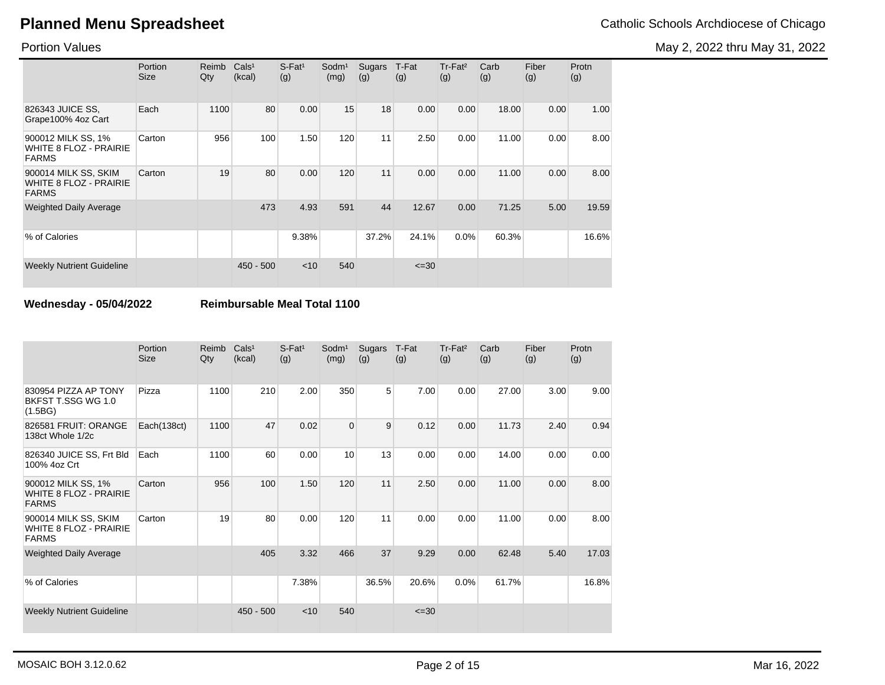# Planned Menu Spreadsheet

Catholic Schools Archdiocese of Chicago

Portion Values

May 2, 2022 thru May 31, 2022

| | Portion Size | Reimb Qty | Cals¹ (kcal) | S-Fat¹ (g) | Sodm¹ (mg) | Sugars (g) | T-Fat (g) | Tr-Fat² (g) | Carb (g) | Fiber (g) | Protn (g) |
|---|---|---|---|---|---|---|---|---|---|---|---|
| 826343 JUICE SS, Grape100% 4oz Cart | Each | 1100 | 80 | 0.00 | 15 | 18 | 0.00 | 0.00 | 18.00 | 0.00 | 1.00 |
| 900012 MILK SS, 1% WHITE 8 FLOZ - PRAIRIE FARMS | Carton | 956 | 100 | 1.50 | 120 | 11 | 2.50 | 0.00 | 11.00 | 0.00 | 8.00 |
| 900014 MILK SS, SKIM WHITE 8 FLOZ - PRAIRIE FARMS | Carton | 19 | 80 | 0.00 | 120 | 11 | 0.00 | 0.00 | 11.00 | 0.00 | 8.00 |
| Weighted Daily Average | | | 473 | 4.93 | 591 | 44 | 12.67 | 0.00 | 71.25 | 5.00 | 19.59 |
| % of Calories | | | | 9.38% | | 37.2% | 24.1% | 0.0% | 60.3% | | 16.6% |
| Weekly Nutrient Guideline | | | 450 - 500 | <10 | 540 | | <=30 | | | | |

**Wednesday - 05/04/2022** **Reimbursable Meal Total 1100**

| | Portion Size | Reimb Qty | Cals¹ (kcal) | S-Fat¹ (g) | Sodm¹ (mg) | Sugars (g) | T-Fat (g) | Tr-Fat² (g) | Carb (g) | Fiber (g) | Protn (g) |
|---|---|---|---|---|---|---|---|---|---|---|---|
| 830954 PIZZA AP TONY BKFST T.SSG WG 1.0 (1.5BG) | Pizza | 1100 | 210 | 2.00 | 350 | 5 | 7.00 | 0.00 | 27.00 | 3.00 | 9.00 |
| 826581 FRUIT: ORANGE 138ct Whole 1/2c | Each(138ct) | 1100 | 47 | 0.02 | 0 | 9 | 0.12 | 0.00 | 11.73 | 2.40 | 0.94 |
| 826340 JUICE SS, Frt Bld 100% 4oz Crt | Each | 1100 | 60 | 0.00 | 10 | 13 | 0.00 | 0.00 | 14.00 | 0.00 | 0.00 |
| 900012 MILK SS, 1% WHITE 8 FLOZ - PRAIRIE FARMS | Carton | 956 | 100 | 1.50 | 120 | 11 | 2.50 | 0.00 | 11.00 | 0.00 | 8.00 |
| 900014 MILK SS, SKIM WHITE 8 FLOZ - PRAIRIE FARMS | Carton | 19 | 80 | 0.00 | 120 | 11 | 0.00 | 0.00 | 11.00 | 0.00 | 8.00 |
| Weighted Daily Average | | | 405 | 3.32 | 466 | 37 | 9.29 | 0.00 | 62.48 | 5.40 | 17.03 |
| % of Calories | | | | 7.38% | | 36.5% | 20.6% | 0.0% | 61.7% | | 16.8% |
| Weekly Nutrient Guideline | | | 450 - 500 | <10 | 540 | | <=30 | | | | |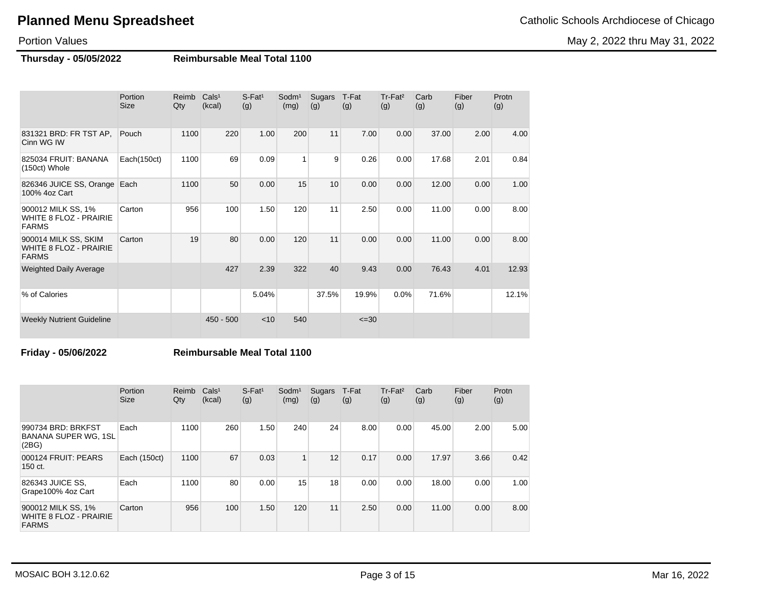# Planned Menu Spreadsheet

Catholic Schools Archdiocese of Chicago

Portion Values

May 2, 2022 thru May 31, 2022

**Thursday - 05/05/2022** **Reimbursable Meal Total 1100**

| | Portion Size | Reimb Qty | Cals[1] (kcal) | S-Fat[1] (g) | Sodm[1] (mg) | Sugars (g) | T-Fat (g) | Tr-Fat[2] (g) | Carb (g) | Fiber (g) | Protn (g) |
|---|---|---|---|---|---|---|---|---|---|---|---|
| 831321 BRD: FR TST AP, Cinn WG IW | Pouch | 1100 | 220 | 1.00 | 200 | 11 | 7.00 | 0.00 | 37.00 | 2.00 | 4.00 |
| 825034 FRUIT: BANANA (150ct) Whole | Each(150ct) | 1100 | 69 | 0.09 | 1 | 9 | 0.26 | 0.00 | 17.68 | 2.01 | 0.84 |
| 826346 JUICE SS, Orange 100% 4oz Cart | Each | 1100 | 50 | 0.00 | 15 | 10 | 0.00 | 0.00 | 12.00 | 0.00 | 1.00 |
| 900012 MILK SS, 1% WHITE 8 FLOZ - PRAIRIE FARMS | Carton | 956 | 100 | 1.50 | 120 | 11 | 2.50 | 0.00 | 11.00 | 0.00 | 8.00 |
| 900014 MILK SS, SKIM WHITE 8 FLOZ - PRAIRIE FARMS | Carton | 19 | 80 | 0.00 | 120 | 11 | 0.00 | 0.00 | 11.00 | 0.00 | 8.00 |
| Weighted Daily Average | | | 427 | 2.39 | 322 | 40 | 9.43 | 0.00 | 76.43 | 4.01 | 12.93 |
| % of Calories | | | | 5.04% | | 37.5% | 19.9% | 0.0% | 71.6% | | 12.1% |
| Weekly Nutrient Guideline | | | 450 - 500 | <10 | 540 | | <=30 | | | | |

**Friday - 05/06/2022** **Reimbursable Meal Total 1100**

| | Portion Size | Reimb Qty | Cals[1] (kcal) | S-Fat[1] (g) | Sodm[1] (mg) | Sugars (g) | T-Fat (g) | Tr-Fat[2] (g) | Carb (g) | Fiber (g) | Protn (g) |
|---|---|---|---|---|---|---|---|---|---|---|---|
| 990734 BRD: BRKFST BANANA SUPER WG, 1SL (2BG) | Each | 1100 | 260 | 1.50 | 240 | 24 | 8.00 | 0.00 | 45.00 | 2.00 | 5.00 |
| 000124 FRUIT: PEARS 150 ct. | Each (150ct) | 1100 | 67 | 0.03 | 1 | 12 | 0.17 | 0.00 | 17.97 | 3.66 | 0.42 |
| 826343 JUICE SS, Grape100% 4oz Cart | Each | 1100 | 80 | 0.00 | 15 | 18 | 0.00 | 0.00 | 18.00 | 0.00 | 1.00 |
| 900012 MILK SS, 1% WHITE 8 FLOZ - PRAIRIE FARMS | Carton | 956 | 100 | 1.50 | 120 | 11 | 2.50 | 0.00 | 11.00 | 0.00 | 8.00 |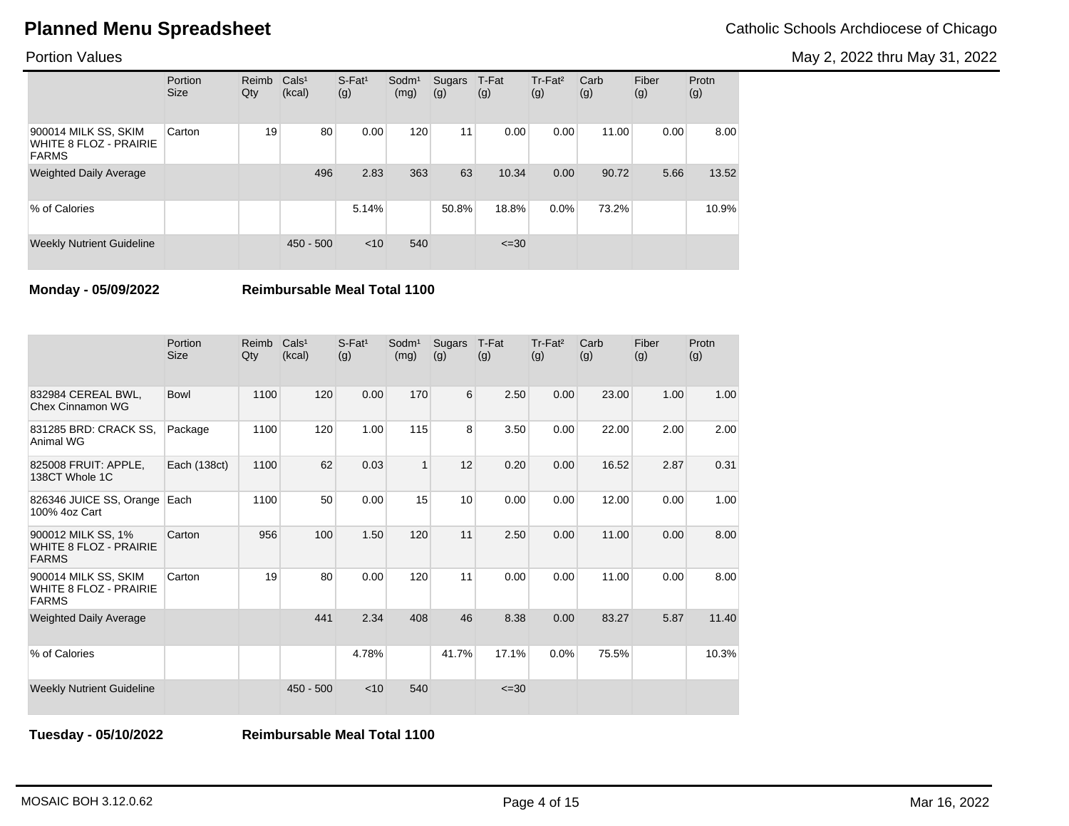# Planned Menu Spreadsheet

Catholic Schools Archdiocese of Chicago

Portion Values

May 2, 2022 thru May 31, 2022

| | Portion Size | Reimb Qty | Cals[1] (kcal) | S-Fat[1] (g) | Sodm[1] (mg) | Sugars (g) | T-Fat (g) | Tr-Fat[2] (g) | Carb (g) | Fiber (g) | Protn (g) |
|---|---|---|---|---|---|---|---|---|---|---|---|
| 900014 MILK SS, SKIM WHITE 8 FLOZ - PRAIRIE FARMS | Carton | 19 | 80 | 0.00 | 120 | 11 | 0.00 | 0.00 | 11.00 | 0.00 | 8.00 |
| Weighted Daily Average | | | 496 | 2.83 | 363 | 63 | 10.34 | 0.00 | 90.72 | 5.66 | 13.52 |
| % of Calories | | | | 5.14% | | 50.8% | 18.8% | 0.0% | 73.2% | | 10.9% |
| Weekly Nutrient Guideline | | | 450 - 500 | <10 | 540 | | <=30 | | | | |

**Monday - 05/09/2022** **Reimbursable Meal Total 1100**

| | Portion Size | Reimb Qty | Cals[1] (kcal) | S-Fat[1] (g) | Sodm[1] (mg) | Sugars (g) | T-Fat (g) | Tr-Fat[2] (g) | Carb (g) | Fiber (g) | Protn (g) |
|---|---|---|---|---|---|---|---|---|---|---|---|
| 832984 CEREAL BWL, Chex Cinnamon WG | Bowl | 1100 | 120 | 0.00 | 170 | 6 | 2.50 | 0.00 | 23.00 | 1.00 | 1.00 |
| 831285 BRD: CRACK SS, Animal WG | Package | 1100 | 120 | 1.00 | 115 | 8 | 3.50 | 0.00 | 22.00 | 2.00 | 2.00 |
| 825008 FRUIT: APPLE, 138CT Whole 1C | Each (138ct) | 1100 | 62 | 0.03 | 1 | 12 | 0.20 | 0.00 | 16.52 | 2.87 | 0.31 |
| 826346 JUICE SS, Orange 100% 4oz Cart | Each | 1100 | 50 | 0.00 | 15 | 10 | 0.00 | 0.00 | 12.00 | 0.00 | 1.00 |
| 900012 MILK SS, 1% WHITE 8 FLOZ - PRAIRIE FARMS | Carton | 956 | 100 | 1.50 | 120 | 11 | 2.50 | 0.00 | 11.00 | 0.00 | 8.00 |
| 900014 MILK SS, SKIM WHITE 8 FLOZ - PRAIRIE FARMS | Carton | 19 | 80 | 0.00 | 120 | 11 | 0.00 | 0.00 | 11.00 | 0.00 | 8.00 |
| Weighted Daily Average | | | 441 | 2.34 | 408 | 46 | 8.38 | 0.00 | 83.27 | 5.87 | 11.40 |
| % of Calories | | | | 4.78% | | 41.7% | 17.1% | 0.0% | 75.5% | | 10.3% |
| Weekly Nutrient Guideline | | | 450 - 500 | <10 | 540 | | <=30 | | | | |

**Tuesday - 05/10/2022** **Reimbursable Meal Total 1100**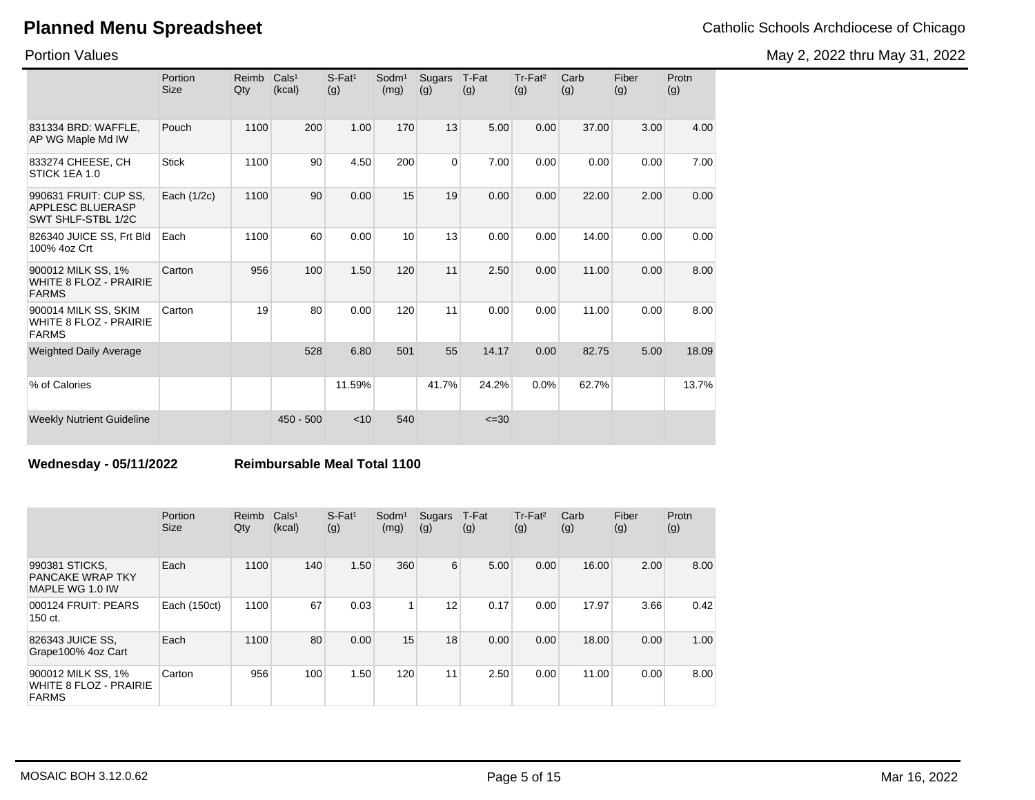# Planned Menu Spreadsheet

Catholic Schools Archdiocese of Chicago

Portion Values

May 2, 2022 thru May 31, 2022

| | Portion Size | Reimb Qty | Cals[1] (kcal) | S-Fat[1] (g) | Sodm[1] (mg) | Sugars (g) | T-Fat (g) | Tr-Fat[2] (g) | Carb (g) | Fiber (g) | Protn (g) |
|---|---|---|---|---|---|---|---|---|---|---|---|
| 831334 BRD: WAFFLE, AP WG Maple Md IW | Pouch | 1100 | 200 | 1.00 | 170 | 13 | 5.00 | 0.00 | 37.00 | 3.00 | 4.00 |
| 833274 CHEESE, CH STICK 1EA 1.0 | Stick | 1100 | 90 | 4.50 | 200 | 0 | 7.00 | 0.00 | 0.00 | 0.00 | 7.00 |
| 990631 FRUIT: CUP SS, APPLESC BLUERASP SWT SHLF-STBL 1/2C | Each (1/2c) | 1100 | 90 | 0.00 | 15 | 19 | 0.00 | 0.00 | 22.00 | 2.00 | 0.00 |
| 826340 JUICE SS, Frt Bld 100% 4oz Crt | Each | 1100 | 60 | 0.00 | 10 | 13 | 0.00 | 0.00 | 14.00 | 0.00 | 0.00 |
| 900012 MILK SS, 1% WHITE 8 FLOZ - PRAIRIE FARMS | Carton | 956 | 100 | 1.50 | 120 | 11 | 2.50 | 0.00 | 11.00 | 0.00 | 8.00 |
| 900014 MILK SS, SKIM WHITE 8 FLOZ - PRAIRIE FARMS | Carton | 19 | 80 | 0.00 | 120 | 11 | 0.00 | 0.00 | 11.00 | 0.00 | 8.00 |
| Weighted Daily Average | | | 528 | 6.80 | 501 | 55 | 14.17 | 0.00 | 82.75 | 5.00 | 18.09 |
| % of Calories | | | | 11.59% | | 41.7% | 24.2% | 0.0% | 62.7% | | 13.7% |
| Weekly Nutrient Guideline | | | 450 - 500 | <10 | 540 | | <=30 | | | | |

**Wednesday - 05/11/2022** **Reimbursable Meal Total 1100**

| | Portion Size | Reimb Qty | Cals[1] (kcal) | S-Fat[1] (g) | Sodm[1] (mg) | Sugars (g) | T-Fat (g) | Tr-Fat[2] (g) | Carb (g) | Fiber (g) | Protn (g) |
|---|---|---|---|---|---|---|---|---|---|---|---|
| 990381 STICKS, PANCAKE WRAP TKY MAPLE WG 1.0 IW | Each | 1100 | 140 | 1.50 | 360 | 6 | 5.00 | 0.00 | 16.00 | 2.00 | 8.00 |
| 000124 FRUIT: PEARS 150 ct. | Each (150ct) | 1100 | 67 | 0.03 | 1 | 12 | 0.17 | 0.00 | 17.97 | 3.66 | 0.42 |
| 826343 JUICE SS, Grape100% 4oz Cart | Each | 1100 | 80 | 0.00 | 15 | 18 | 0.00 | 0.00 | 18.00 | 0.00 | 1.00 |
| 900012 MILK SS, 1% WHITE 8 FLOZ - PRAIRIE FARMS | Carton | 956 | 100 | 1.50 | 120 | 11 | 2.50 | 0.00 | 11.00 | 0.00 | 8.00 |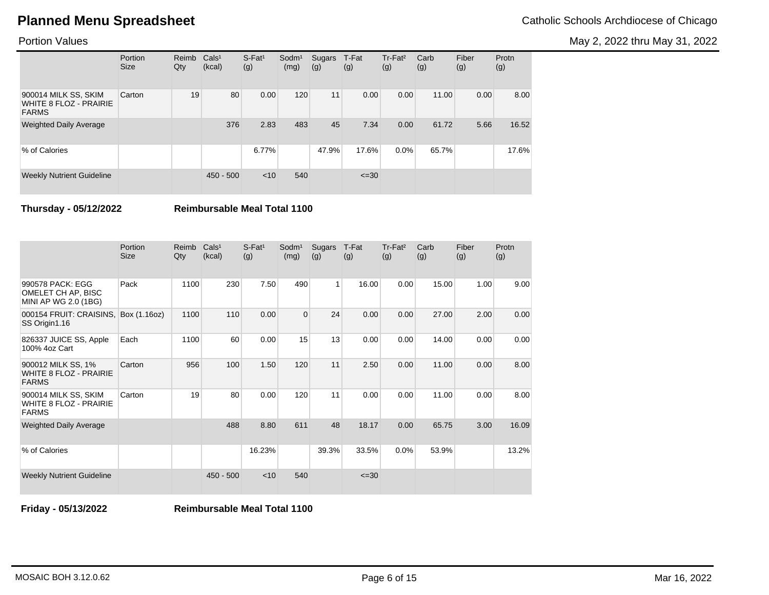# Planned Menu Spreadsheet

Catholic Schools Archdiocese of Chicago

Portion Values

May 2, 2022 thru May 31, 2022

| | Portion Size | Reimb Qty | Cals[1] (kcal) | S-Fat[1] (g) | Sodm[1] (mg) | Sugars (g) | T-Fat (g) | Tr-Fat[2] (g) | Carb (g) | Fiber (g) | Protn (g) |
|---|---|---|---|---|---|---|---|---|---|---|---|
| 900014 MILK SS, SKIM WHITE 8 FLOZ - PRAIRIE FARMS | Carton | 19 | 80 | 0.00 | 120 | 11 | 0.00 | 0.00 | 11.00 | 0.00 | 8.00 |
| Weighted Daily Average | | | 376 | 2.83 | 483 | 45 | 7.34 | 0.00 | 61.72 | 5.66 | 16.52 |
| % of Calories | | | | 6.77% | | 47.9% | 17.6% | 0.0% | 65.7% | | 17.6% |
| Weekly Nutrient Guideline | | | 450 - 500 | <10 | 540 | | <=30 | | | | |

**Thursday - 05/12/2022** **Reimbursable Meal Total 1100**

| | Portion Size | Reimb Qty | Cals[1] (kcal) | S-Fat[1] (g) | Sodm[1] (mg) | Sugars (g) | T-Fat (g) | Tr-Fat[2] (g) | Carb (g) | Fiber (g) | Protn (g) |
|---|---|---|---|---|---|---|---|---|---|---|---|
| 990578 PACK: EGG OMELET CH AP, BISC MINI AP WG 2.0 (1BG) | Pack | 1100 | 230 | 7.50 | 490 | 1 | 16.00 | 0.00 | 15.00 | 1.00 | 9.00 |
| 000154 FRUIT: CRAISINS, SS Origin1.16 | Box (1.16oz) | 1100 | 110 | 0.00 | 0 | 24 | 0.00 | 0.00 | 27.00 | 2.00 | 0.00 |
| 826337 JUICE SS, Apple 100% 4oz Cart | Each | 1100 | 60 | 0.00 | 15 | 13 | 0.00 | 0.00 | 14.00 | 0.00 | 0.00 |
| 900012 MILK SS, 1% WHITE 8 FLOZ - PRAIRIE FARMS | Carton | 956 | 100 | 1.50 | 120 | 11 | 2.50 | 0.00 | 11.00 | 0.00 | 8.00 |
| 900014 MILK SS, SKIM WHITE 8 FLOZ - PRAIRIE FARMS | Carton | 19 | 80 | 0.00 | 120 | 11 | 0.00 | 0.00 | 11.00 | 0.00 | 8.00 |
| Weighted Daily Average | | | 488 | 8.80 | 611 | 48 | 18.17 | 0.00 | 65.75 | 3.00 | 16.09 |
| % of Calories | | | | 16.23% | | 39.3% | 33.5% | 0.0% | 53.9% | | 13.2% |
| Weekly Nutrient Guideline | | | 450 - 500 | <10 | 540 | | <=30 | | | | |

**Friday - 05/13/2022** **Reimbursable Meal Total 1100**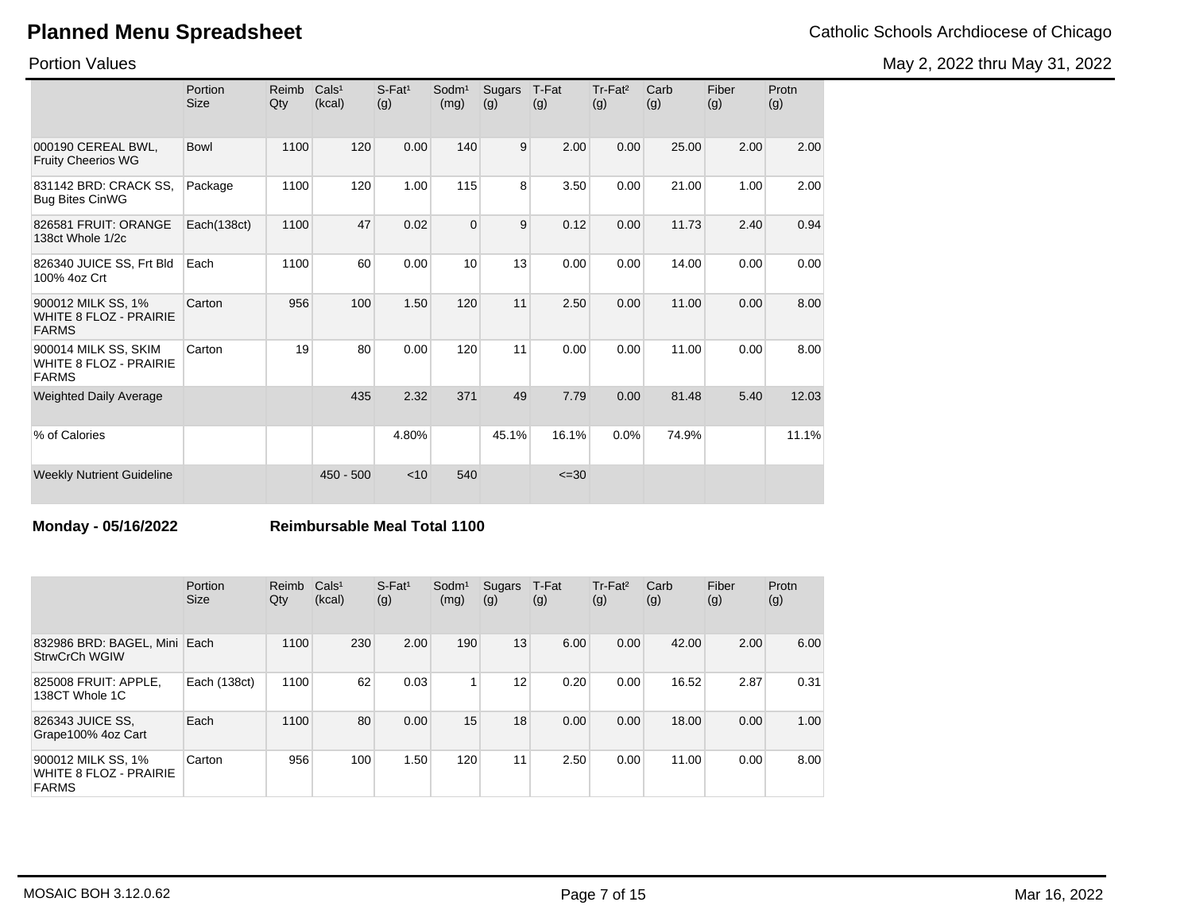# Planned Menu Spreadsheet

Catholic Schools Archdiocese of Chicago

Portion Values

May 2, 2022 thru May 31, 2022

| | Portion Size | Reimb Qty | Cals[1] (kcal) | S-Fat[1] (g) | Sodm[1] (mg) | Sugars (g) | T-Fat (g) | Tr-Fat[2] (g) | Carb (g) | Fiber (g) | Protn (g) |
|---|---|---|---|---|---|---|---|---|---|---|---|
| 000190 CEREAL BWL, Fruity Cheerios WG | Bowl | 1100 | 120 | 0.00 | 140 | 9 | 2.00 | 0.00 | 25.00 | 2.00 | 2.00 |
| 831142 BRD: CRACK SS, Bug Bites CinWG | Package | 1100 | 120 | 1.00 | 115 | 8 | 3.50 | 0.00 | 21.00 | 1.00 | 2.00 |
| 826581 FRUIT: ORANGE 138ct Whole 1/2c | Each(138ct) | 1100 | 47 | 0.02 | 0 | 9 | 0.12 | 0.00 | 11.73 | 2.40 | 0.94 |
| 826340 JUICE SS, Frt Bld 100% 4oz Crt | Each | 1100 | 60 | 0.00 | 10 | 13 | 0.00 | 0.00 | 14.00 | 0.00 | 0.00 |
| 900012 MILK SS, 1% WHITE 8 FLOZ - PRAIRIE FARMS | Carton | 956 | 100 | 1.50 | 120 | 11 | 2.50 | 0.00 | 11.00 | 0.00 | 8.00 |
| 900014 MILK SS, SKIM WHITE 8 FLOZ - PRAIRIE FARMS | Carton | 19 | 80 | 0.00 | 120 | 11 | 0.00 | 0.00 | 11.00 | 0.00 | 8.00 |
| Weighted Daily Average | | | 435 | 2.32 | 371 | 49 | 7.79 | 0.00 | 81.48 | 5.40 | 12.03 |
| % of Calories | | | | 4.80% | | 45.1% | 16.1% | 0.0% | 74.9% | | 11.1% |
| Weekly Nutrient Guideline | | | 450 - 500 | <10 | 540 | | <=30 | | | | |

**Monday - 05/16/2022** **Reimbursable Meal Total 1100**

| | Portion Size | Reimb Qty | Cals[1] (kcal) | S-Fat[1] (g) | Sodm[1] (mg) | Sugars (g) | T-Fat (g) | Tr-Fat[2] (g) | Carb (g) | Fiber (g) | Protn (g) |
|---|---|---|---|---|---|---|---|---|---|---|---|
| 832986 BRD: BAGEL, Mini StrwCrCh WGIW | Each | 1100 | 230 | 2.00 | 190 | 13 | 6.00 | 0.00 | 42.00 | 2.00 | 6.00 |
| 825008 FRUIT: APPLE, 138CT Whole 1C | Each (138ct) | 1100 | 62 | 0.03 | 1 | 12 | 0.20 | 0.00 | 16.52 | 2.87 | 0.31 |
| 826343 JUICE SS, Grape100% 4oz Cart | Each | 1100 | 80 | 0.00 | 15 | 18 | 0.00 | 0.00 | 18.00 | 0.00 | 1.00 |
| 900012 MILK SS, 1% WHITE 8 FLOZ - PRAIRIE FARMS | Carton | 956 | 100 | 1.50 | 120 | 11 | 2.50 | 0.00 | 11.00 | 0.00 | 8.00 |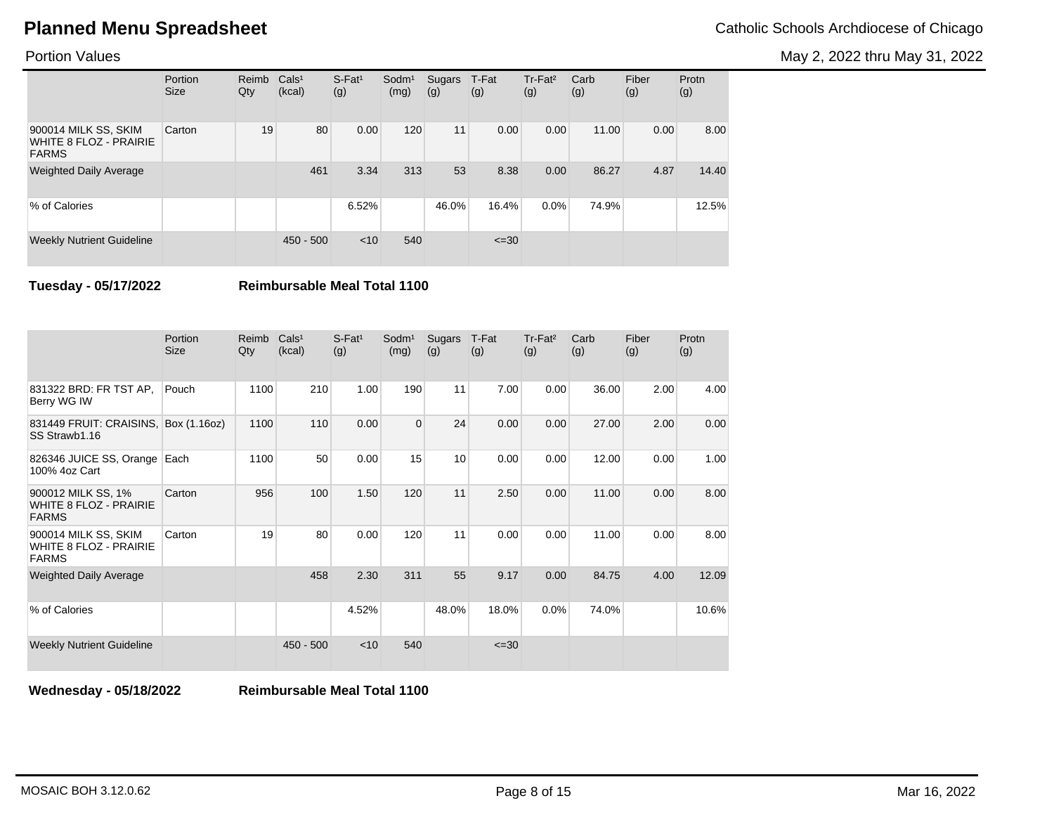# Planned Menu Spreadsheet

Catholic Schools Archdiocese of Chicago

Portion Values

May 2, 2022 thru May 31, 2022

| | Portion Size | Reimb Qty | Cals[1] (kcal) | S-Fat[1] (g) | Sodm[1] (mg) | Sugars (g) | T-Fat (g) | Tr-Fat[2] (g) | Carb (g) | Fiber (g) | Protn (g) |
|---|---|---|---|---|---|---|---|---|---|---|---|
| 900014 MILK SS, SKIM WHITE 8 FLOZ - PRAIRIE FARMS | Carton | 19 | 80 | 0.00 | 120 | 11 | 0.00 | 0.00 | 11.00 | 0.00 | 8.00 |
| Weighted Daily Average | | | 461 | 3.34 | 313 | 53 | 8.38 | 0.00 | 86.27 | 4.87 | 14.40 |
| % of Calories | | | | 6.52% | | 46.0% | 16.4% | 0.0% | 74.9% | | 12.5% |
| Weekly Nutrient Guideline | | | 450 - 500 | <10 | 540 | | <=30 | | | | |

**Tuesday - 05/17/2022** **Reimbursable Meal Total 1100**

| | Portion Size | Reimb Qty | Cals[1] (kcal) | S-Fat[1] (g) | Sodm[1] (mg) | Sugars (g) | T-Fat (g) | Tr-Fat[2] (g) | Carb (g) | Fiber (g) | Protn (g) |
|---|---|---|---|---|---|---|---|---|---|---|---|
| 831322 BRD: FR TST AP, Berry WG IW | Pouch | 1100 | 210 | 1.00 | 190 | 11 | 7.00 | 0.00 | 36.00 | 2.00 | 4.00 |
| 831449 FRUIT: CRAISINS, SS Strawb1.16 | Box (1.16oz) | 1100 | 110 | 0.00 | 0 | 24 | 0.00 | 0.00 | 27.00 | 2.00 | 0.00 |
| 826346 JUICE SS, Orange 100% 4oz Cart | Each | 1100 | 50 | 0.00 | 15 | 10 | 0.00 | 0.00 | 12.00 | 0.00 | 1.00 |
| 900012 MILK SS, 1% WHITE 8 FLOZ - PRAIRIE FARMS | Carton | 956 | 100 | 1.50 | 120 | 11 | 2.50 | 0.00 | 11.00 | 0.00 | 8.00 |
| 900014 MILK SS, SKIM WHITE 8 FLOZ - PRAIRIE FARMS | Carton | 19 | 80 | 0.00 | 120 | 11 | 0.00 | 0.00 | 11.00 | 0.00 | 8.00 |
| Weighted Daily Average | | | 458 | 2.30 | 311 | 55 | 9.17 | 0.00 | 84.75 | 4.00 | 12.09 |
| % of Calories | | | | 4.52% | | 48.0% | 18.0% | 0.0% | 74.0% | | 10.6% |
| Weekly Nutrient Guideline | | | 450 - 500 | <10 | 540 | | <=30 | | | | |

**Wednesday - 05/18/2022** **Reimbursable Meal Total 1100**

MOSAIC BOH 3.12.0.62

Mar 16, 2022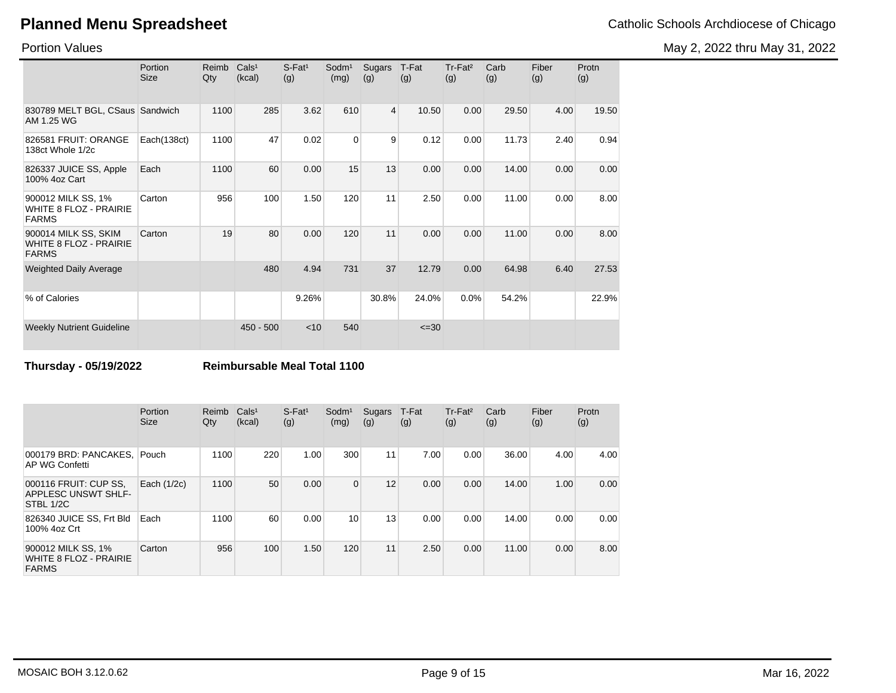# Planned Menu Spreadsheet

Catholic Schools Archdiocese of Chicago

Portion Values

May 2, 2022 thru May 31, 2022

| | Portion Size | Reimb Qty | Cals[1] (kcal) | S-Fat[1] (g) | Sodm[1] (mg) | Sugars (g) | T-Fat (g) | Tr-Fat[2] (g) | Carb (g) | Fiber (g) | Protn (g) |
|---|---|---|---|---|---|---|---|---|---|---|---|
| 830789 MELT BGL, CSaus AM 1.25 WG | Sandwich | 1100 | 285 | 3.62 | 610 | 4 | 10.50 | 0.00 | 29.50 | 4.00 | 19.50 |
| 826581 FRUIT: ORANGE 138ct Whole 1/2c | Each(138ct) | 1100 | 47 | 0.02 | 0 | 9 | 0.12 | 0.00 | 11.73 | 2.40 | 0.94 |
| 826337 JUICE SS, Apple 100% 4oz Cart | Each | 1100 | 60 | 0.00 | 15 | 13 | 0.00 | 0.00 | 14.00 | 0.00 | 0.00 |
| 900012 MILK SS, 1% WHITE 8 FLOZ - PRAIRIE FARMS | Carton | 956 | 100 | 1.50 | 120 | 11 | 2.50 | 0.00 | 11.00 | 0.00 | 8.00 |
| 900014 MILK SS, SKIM WHITE 8 FLOZ - PRAIRIE FARMS | Carton | 19 | 80 | 0.00 | 120 | 11 | 0.00 | 0.00 | 11.00 | 0.00 | 8.00 |
| Weighted Daily Average | | | 480 | 4.94 | 731 | 37 | 12.79 | 0.00 | 64.98 | 6.40 | 27.53 |
| % of Calories | | | | 9.26% | | 30.8% | 24.0% | 0.0% | 54.2% | | 22.9% |
| Weekly Nutrient Guideline | | | 450 - 500 | <10 | 540 | | <=30 | | | | |

**Thursday - 05/19/2022** **Reimbursable Meal Total 1100**

| | Portion Size | Reimb Qty | Cals[1] (kcal) | S-Fat[1] (g) | Sodm[1] (mg) | Sugars (g) | T-Fat (g) | Tr-Fat[2] (g) | Carb (g) | Fiber (g) | Protn (g) |
|---|---|---|---|---|---|---|---|---|---|---|---|
| 000179 BRD: PANCAKES, AP WG Confetti | Pouch | 1100 | 220 | 1.00 | 300 | 11 | 7.00 | 0.00 | 36.00 | 4.00 | 4.00 |
| 000116 FRUIT: CUP SS, APPLESC UNSWT SHLF-STBL 1/2C | Each (1/2c) | 1100 | 50 | 0.00 | 0 | 12 | 0.00 | 0.00 | 14.00 | 1.00 | 0.00 |
| 826340 JUICE SS, Frt Bld 100% 4oz Crt | Each | 1100 | 60 | 0.00 | 10 | 13 | 0.00 | 0.00 | 14.00 | 0.00 | 0.00 |
| 900012 MILK SS, 1% WHITE 8 FLOZ - PRAIRIE FARMS | Carton | 956 | 100 | 1.50 | 120 | 11 | 2.50 | 0.00 | 11.00 | 0.00 | 8.00 |

MOSAIC BOH 3.12.0.62 Mar 16, 2022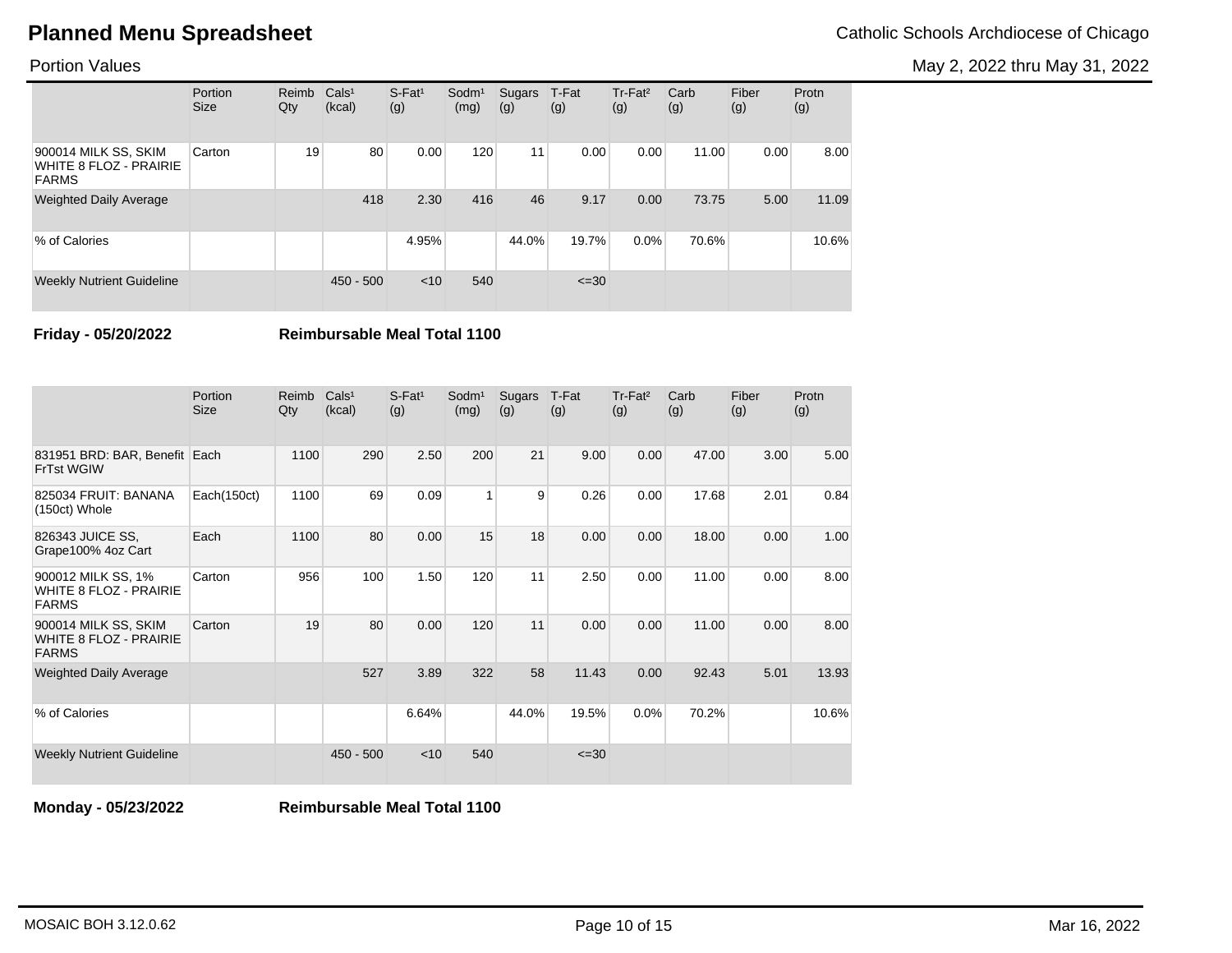## Planned Menu Spreadsheet

Catholic Schools Archdiocese of Chicago

Portion Values

May 2, 2022 thru May 31, 2022

| | Portion Size | Reimb Qty | Cals[1] (kcal) | S-Fat[1] (g) | Sodm[1] (mg) | Sugars (g) | T-Fat (g) | Tr-Fat[2] (g) | Carb (g) | Fiber (g) | Protn (g) |
|---|---|---|---|---|---|---|---|---|---|---|---|
| 900014 MILK SS, SKIM WHITE 8 FLOZ - PRAIRIE FARMS | Carton | 19 | 80 | 0.00 | 120 | 11 | 0.00 | 0.00 | 11.00 | 0.00 | 8.00 |
| Weighted Daily Average | | | 418 | 2.30 | 416 | 46 | 9.17 | 0.00 | 73.75 | 5.00 | 11.09 |
| % of Calories | | | | 4.95% | | 44.0% | 19.7% | 0.0% | 70.6% | | 10.6% |
| Weekly Nutrient Guideline | | | 450 - 500 | <10 | 540 | | <=30 | | | | |

**Friday - 05/20/2022** **Reimbursable Meal Total 1100**

| | Portion Size | Reimb Qty | Cals[1] (kcal) | S-Fat[1] (g) | Sodm[1] (mg) | Sugars (g) | T-Fat (g) | Tr-Fat[2] (g) | Carb (g) | Fiber (g) | Protn (g) |
|---|---|---|---|---|---|---|---|---|---|---|---|
| 831951 BRD: BAR, Benefit FrTst WGIW | Each | 1100 | 290 | 2.50 | 200 | 21 | 9.00 | 0.00 | 47.00 | 3.00 | 5.00 |
| 825034 FRUIT: BANANA (150ct) Whole | Each(150ct) | 1100 | 69 | 0.09 | 1 | 9 | 0.26 | 0.00 | 17.68 | 2.01 | 0.84 |
| 826343 JUICE SS, Grape100% 4oz Cart | Each | 1100 | 80 | 0.00 | 15 | 18 | 0.00 | 0.00 | 18.00 | 0.00 | 1.00 |
| 900012 MILK SS, 1% WHITE 8 FLOZ - PRAIRIE FARMS | Carton | 956 | 100 | 1.50 | 120 | 11 | 2.50 | 0.00 | 11.00 | 0.00 | 8.00 |
| 900014 MILK SS, SKIM WHITE 8 FLOZ - PRAIRIE FARMS | Carton | 19 | 80 | 0.00 | 120 | 11 | 0.00 | 0.00 | 11.00 | 0.00 | 8.00 |
| Weighted Daily Average | | | 527 | 3.89 | 322 | 58 | 11.43 | 0.00 | 92.43 | 5.01 | 13.93 |
| % of Calories | | | | 6.64% | | 44.0% | 19.5% | 0.0% | 70.2% | | 10.6% |
| Weekly Nutrient Guideline | | | 450 - 500 | <10 | 540 | | <=30 | | | | |

**Monday - 05/23/2022** **Reimbursable Meal Total 1100**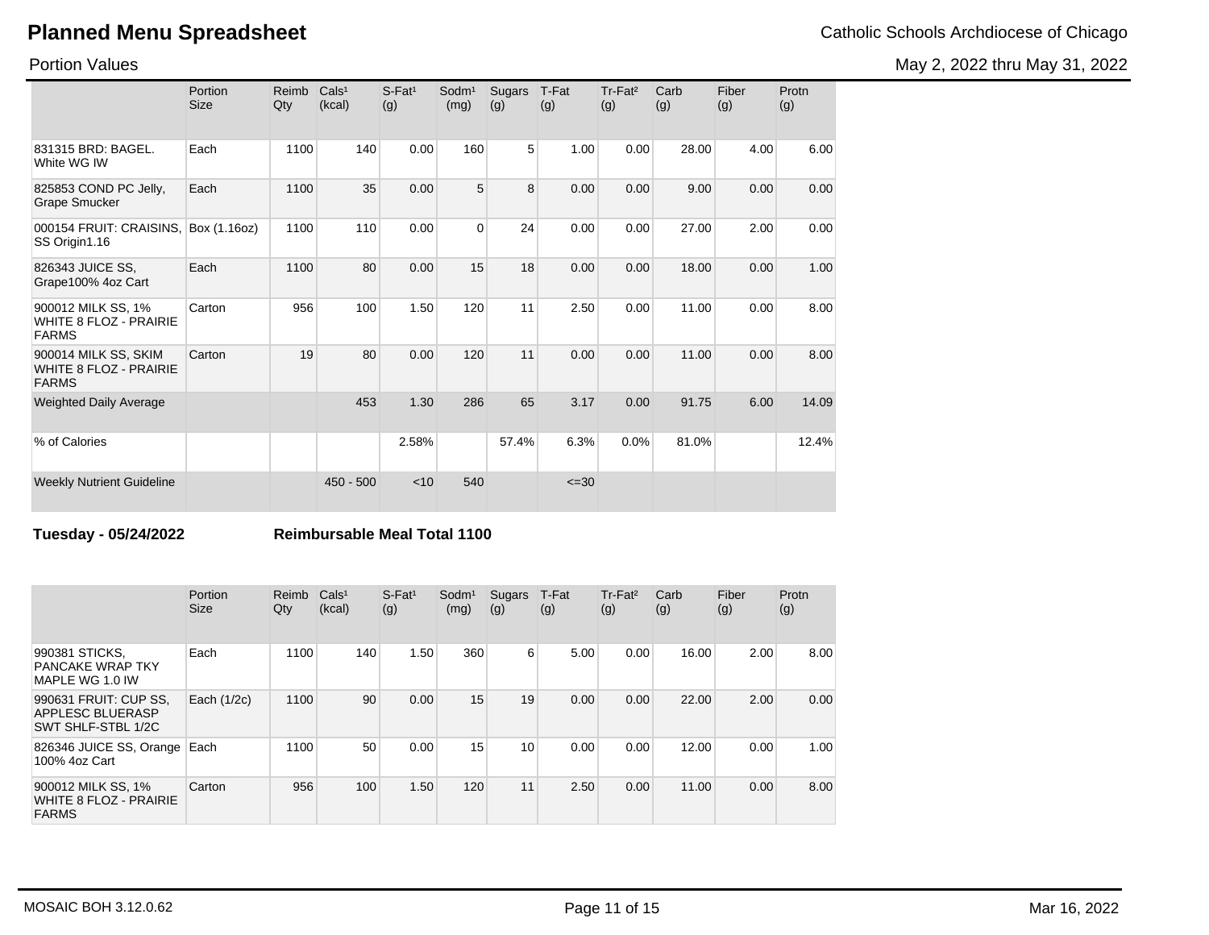# Planned Menu Spreadsheet

Catholic Schools Archdiocese of Chicago

Portion Values

May 2, 2022 thru May 31, 2022

| | Portion Size | Reimb Qty | Cals[1] (kcal) | S-Fat[1] (g) | Sodm[1] (mg) | Sugars (g) | T-Fat (g) | Tr-Fat[2] (g) | Carb (g) | Fiber (g) | Protn (g) |
|---|---|---|---|---|---|---|---|---|---|---|---|
| 831315 BRD: BAGEL. White WG IW | Each | 1100 | 140 | 0.00 | 160 | 5 | 1.00 | 0.00 | 28.00 | 4.00 | 6.00 |
| 825853 COND PC Jelly, Grape Smucker | Each | 1100 | 35 | 0.00 | 5 | 8 | 0.00 | 0.00 | 9.00 | 0.00 | 0.00 |
| 000154 FRUIT: CRAISINS, SS Origin1.16 | Box (1.16oz) | 1100 | 110 | 0.00 | 0 | 24 | 0.00 | 0.00 | 27.00 | 2.00 | 0.00 |
| 826343 JUICE SS, Grape100% 4oz Cart | Each | 1100 | 80 | 0.00 | 15 | 18 | 0.00 | 0.00 | 18.00 | 0.00 | 1.00 |
| 900012 MILK SS, 1% WHITE 8 FLOZ - PRAIRIE FARMS | Carton | 956 | 100 | 1.50 | 120 | 11 | 2.50 | 0.00 | 11.00 | 0.00 | 8.00 |
| 900014 MILK SS, SKIM WHITE 8 FLOZ - PRAIRIE FARMS | Carton | 19 | 80 | 0.00 | 120 | 11 | 0.00 | 0.00 | 11.00 | 0.00 | 8.00 |
| Weighted Daily Average | | | 453 | 1.30 | 286 | 65 | 3.17 | 0.00 | 91.75 | 6.00 | 14.09 |
| % of Calories | | | | 2.58% | | 57.4% | 6.3% | 0.0% | 81.0% | | 12.4% |
| Weekly Nutrient Guideline | | | 450 - 500 | <10 | 540 | | <=30 | | | | |

**Tuesday - 05/24/2022** **Reimbursable Meal Total 1100**

| | Portion Size | Reimb Qty | Cals[1] (kcal) | S-Fat[1] (g) | Sodm[1] (mg) | Sugars (g) | T-Fat (g) | Tr-Fat[2] (g) | Carb (g) | Fiber (g) | Protn (g) |
|---|---|---|---|---|---|---|---|---|---|---|---|
| 990381 STICKS, PANCAKE WRAP TKY MAPLE WG 1.0 IW | Each | 1100 | 140 | 1.50 | 360 | 6 | 5.00 | 0.00 | 16.00 | 2.00 | 8.00 |
| 990631 FRUIT: CUP SS, APPLESC BLUERASP SWT SHLF-STBL 1/2C | Each (1/2c) | 1100 | 90 | 0.00 | 15 | 19 | 0.00 | 0.00 | 22.00 | 2.00 | 0.00 |
| 826346 JUICE SS, Orange 100% 4oz Cart | Each | 1100 | 50 | 0.00 | 15 | 10 | 0.00 | 0.00 | 12.00 | 0.00 | 1.00 |
| 900012 MILK SS, 1% WHITE 8 FLOZ - PRAIRIE FARMS | Carton | 956 | 100 | 1.50 | 120 | 11 | 2.50 | 0.00 | 11.00 | 0.00 | 8.00 |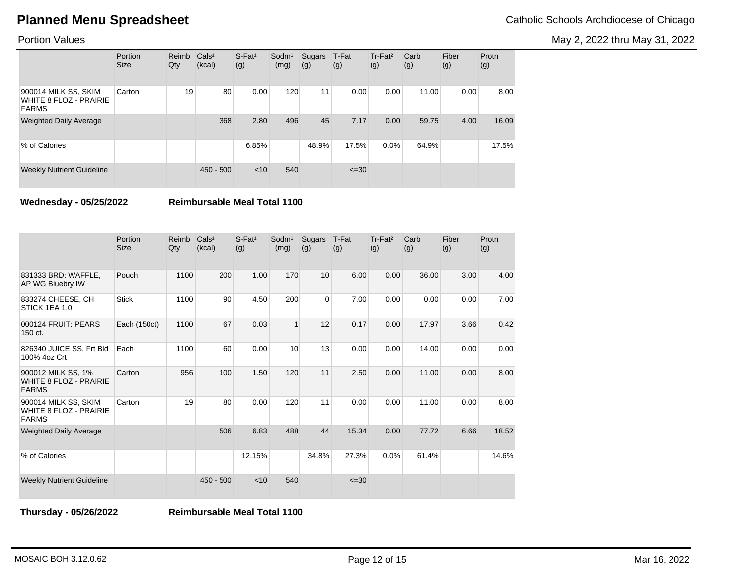|  | Portion Size | Reimb Qty | Cals[1] (kcal) | S-Fat[1] (g) | Sodm[1] (mg) | Sugars (g) | T-Fat (g) | Tr-Fat[2] (g) | Carb (g) | Fiber (g) | Protn (g) |
|---|---|---|---|---|---|---|---|---|---|---|---|
| 900014 MILK SS, SKIM WHITE 8 FLOZ - PRAIRIE FARMS | Carton | 19 | 80 | 0.00 | 120 | 11 | 0.00 | 0.00 | 11.00 | 0.00 | 8.00 |
| Weighted Daily Average |  |  | 368 | 2.80 | 496 | 45 | 7.17 | 0.00 | 59.75 | 4.00 | 16.09 |
| % of Calories |  |  |  | 6.85% |  | 48.9% | 17.5% | 0.0% | 64.9% |  | 17.5% |
| Weekly Nutrient Guideline |  |  | 450 - 500 | <10 | 540 |  | <=30 |  |  |  |  |

**Wednesday - 05/25/2022** **Reimbursable Meal Total 1100**

|  | Portion Size | Reimb Qty | Cals[1] (kcal) | S-Fat[1] (g) | Sodm[1] (mg) | Sugars (g) | T-Fat (g) | Tr-Fat[2] (g) | Carb (g) | Fiber (g) | Protn (g) |
|---|---|---|---|---|---|---|---|---|---|---|---|
| 831333 BRD: WAFFLE, AP WG Bluebry IW | Pouch | 1100 | 200 | 1.00 | 170 | 10 | 6.00 | 0.00 | 36.00 | 3.00 | 4.00 |
| 833274 CHEESE, CH STICK 1EA 1.0 | Stick | 1100 | 90 | 4.50 | 200 | 0 | 7.00 | 0.00 | 0.00 | 0.00 | 7.00 |
| 000124 FRUIT: PEARS 150 ct. | Each (150ct) | 1100 | 67 | 0.03 | 1 | 12 | 0.17 | 0.00 | 17.97 | 3.66 | 0.42 |
| 826340 JUICE SS, Frt Bld 100% 4oz Crt | Each | 1100 | 60 | 0.00 | 10 | 13 | 0.00 | 0.00 | 14.00 | 0.00 | 0.00 |
| 900012 MILK SS, 1% WHITE 8 FLOZ - PRAIRIE FARMS | Carton | 956 | 100 | 1.50 | 120 | 11 | 2.50 | 0.00 | 11.00 | 0.00 | 8.00 |
| 900014 MILK SS, SKIM WHITE 8 FLOZ - PRAIRIE FARMS | Carton | 19 | 80 | 0.00 | 120 | 11 | 0.00 | 0.00 | 11.00 | 0.00 | 8.00 |
| Weighted Daily Average |  |  | 506 | 6.83 | 488 | 44 | 15.34 | 0.00 | 77.72 | 6.66 | 18.52 |
| % of Calories |  |  |  | 12.15% |  | 34.8% | 27.3% | 0.0% | 61.4% |  | 14.6% |
| Weekly Nutrient Guideline |  |  | 450 - 500 | <10 | 540 |  | <=30 |  |  |  |  |

**Thursday - 05/26/2022** **Reimbursable Meal Total 1100**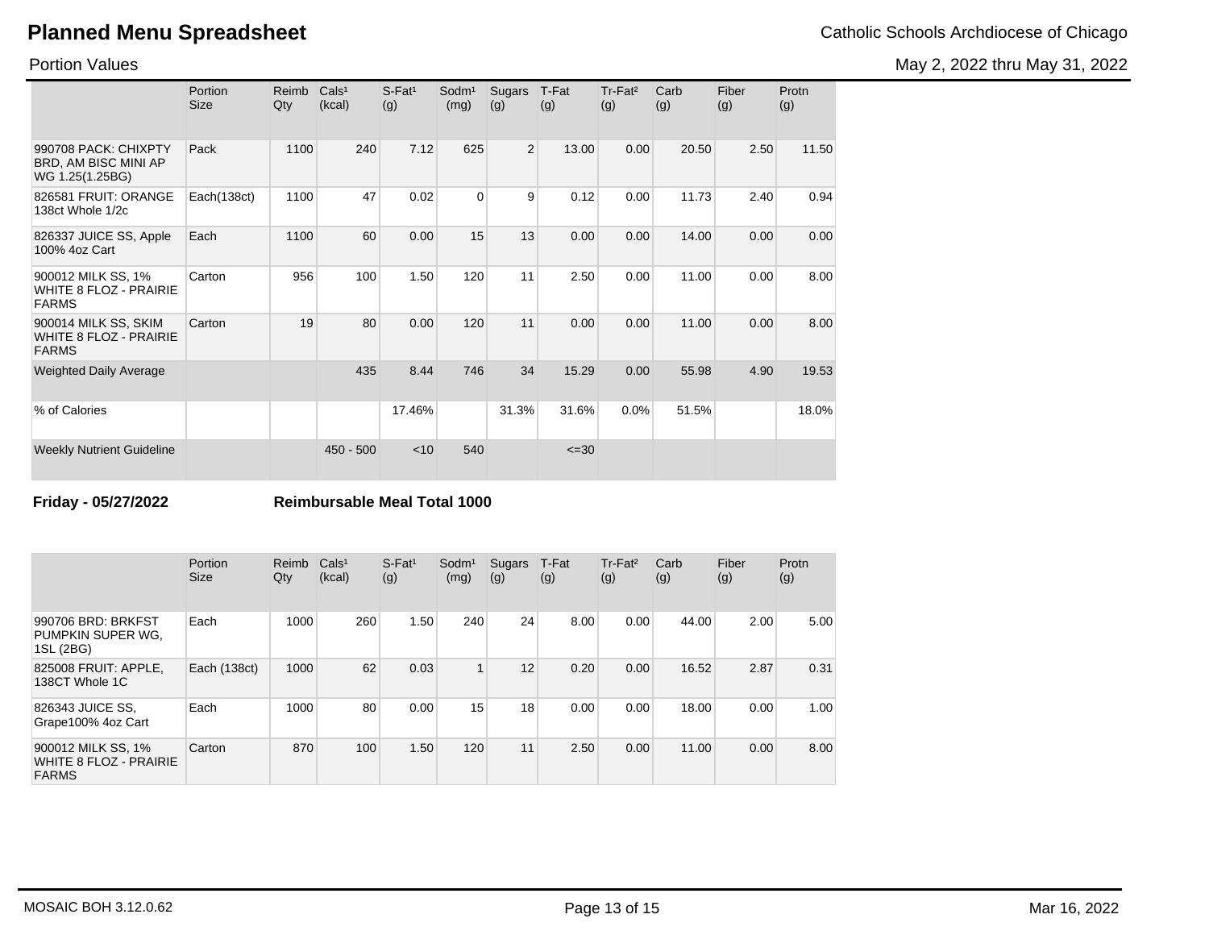# Planned Menu Spreadsheet

Catholic Schools Archdiocese of Chicago

Portion Values

May 2, 2022 thru May 31, 2022

| | Portion Size | Reimb Qty | Cals[1] (kcal) | S-Fat[1] (g) | Sodm[1] (mg) | Sugars (g) | T-Fat (g) | Tr-Fat[2] (g) | Carb (g) | Fiber (g) | Protn (g) |
|---|---|---|---|---|---|---|---|---|---|---|---|
| 990708 PACK: CHIXPTY BRD, AM BISC MINI AP WG 1.25(1.25BG) | Pack | 1100 | 240 | 7.12 | 625 | 2 | 13.00 | 0.00 | 20.50 | 2.50 | 11.50 |
| 826581 FRUIT: ORANGE 138ct Whole 1/2c | Each(138ct) | 1100 | 47 | 0.02 | 0 | 9 | 0.12 | 0.00 | 11.73 | 2.40 | 0.94 |
| 826337 JUICE SS, Apple 100% 4oz Cart | Each | 1100 | 60 | 0.00 | 15 | 13 | 0.00 | 0.00 | 14.00 | 0.00 | 0.00 |
| 900012 MILK SS, 1% WHITE 8 FLOZ - PRAIRIE FARMS | Carton | 956 | 100 | 1.50 | 120 | 11 | 2.50 | 0.00 | 11.00 | 0.00 | 8.00 |
| 900014 MILK SS, SKIM WHITE 8 FLOZ - PRAIRIE FARMS | Carton | 19 | 80 | 0.00 | 120 | 11 | 0.00 | 0.00 | 11.00 | 0.00 | 8.00 |
| Weighted Daily Average | | | 435 | 8.44 | 746 | 34 | 15.29 | 0.00 | 55.98 | 4.90 | 19.53 |
| % of Calories | | | | 17.46% | | 31.3% | 31.6% | 0.0% | 51.5% | | 18.0% |
| Weekly Nutrient Guideline | | | 450 - 500 | <10 | 540 | | <=30 | | | | |

**Friday - 05/27/2022** **Reimbursable Meal Total 1000**

| | Portion Size | Reimb Qty | Cals[1] (kcal) | S-Fat[1] (g) | Sodm[1] (mg) | Sugars (g) | T-Fat (g) | Tr-Fat[2] (g) | Carb (g) | Fiber (g) | Protn (g) |
|---|---|---|---|---|---|---|---|---|---|---|---|
| 990706 BRD: BRKFST PUMPKIN SUPER WG, 1SL (2BG) | Each | 1000 | 260 | 1.50 | 240 | 24 | 8.00 | 0.00 | 44.00 | 2.00 | 5.00 |
| 825008 FRUIT: APPLE, 138CT Whole 1C | Each (138ct) | 1000 | 62 | 0.03 | 1 | 12 | 0.20 | 0.00 | 16.52 | 2.87 | 0.31 |
| 826343 JUICE SS, Grape100% 4oz Cart | Each | 1000 | 80 | 0.00 | 15 | 18 | 0.00 | 0.00 | 18.00 | 0.00 | 1.00 |
| 900012 MILK SS, 1% WHITE 8 FLOZ - PRAIRIE FARMS | Carton | 870 | 100 | 1.50 | 120 | 11 | 2.50 | 0.00 | 11.00 | 0.00 | 8.00 |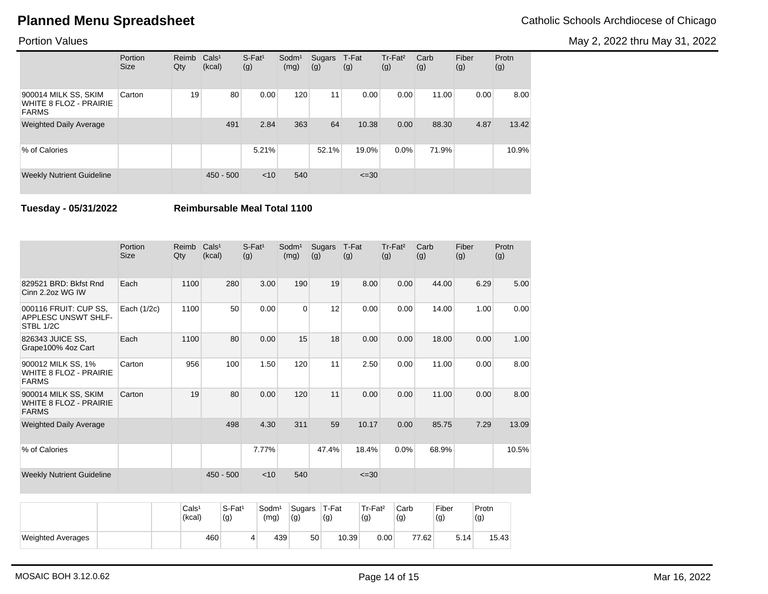# Planned Menu Spreadsheet

Catholic Schools Archdiocese of Chicago

Portion Values

May 2, 2022 thru May 31, 2022

| | Portion Size | Reimb Qty | Cals[1] (kcal) | S-Fat[1] (g) | Sodm[1] (mg) | Sugars (g) | T-Fat (g) | Tr-Fat[2] (g) | Carb (g) | Fiber (g) | Protn (g) |
|---|---|---|---|---|---|---|---|---|---|---|---|
| 900014 MILK SS, SKIM WHITE 8 FLOZ - PRAIRIE FARMS | Carton | 19 | 80 | 0.00 | 120 | 11 | 0.00 | 0.00 | 11.00 | 0.00 | 8.00 |
| Weighted Daily Average | | | 491 | 2.84 | 363 | 64 | 10.38 | 0.00 | 88.30 | 4.87 | 13.42 |
| % of Calories | | | | 5.21% | | 52.1% | 19.0% | 0.0% | 71.9% | | 10.9% |
| Weekly Nutrient Guideline | | | 450 - 500 | <10 | 540 | | <=30 | | | | |

**Tuesday - 05/31/2022** **Reimbursable Meal Total 1100**

| | Portion Size | Reimb Qty | Cals[1] (kcal) | S-Fat[1] (g) | Sodm[1] (mg) | Sugars (g) | T-Fat (g) | Tr-Fat[2] (g) | Carb (g) | Fiber (g) | Protn (g) |
|---|---|---|---|---|---|---|---|---|---|---|---|
| 829521 BRD: Bkfst Rnd Cinn 2.2oz WG IW | Each | 1100 | 280 | 3.00 | 190 | 19 | 8.00 | 0.00 | 44.00 | 6.29 | 5.00 |
| 000116 FRUIT: CUP SS, APPLESC UNSWT SHLF-STBL 1/2C | Each (1/2c) | 1100 | 50 | 0.00 | 0 | 12 | 0.00 | 0.00 | 14.00 | 1.00 | 0.00 |
| 826343 JUICE SS, Grape100% 4oz Cart | Each | 1100 | 80 | 0.00 | 15 | 18 | 0.00 | 0.00 | 18.00 | 0.00 | 1.00 |
| 900012 MILK SS, 1% WHITE 8 FLOZ - PRAIRIE FARMS | Carton | 956 | 100 | 1.50 | 120 | 11 | 2.50 | 0.00 | 11.00 | 0.00 | 8.00 |
| 900014 MILK SS, SKIM WHITE 8 FLOZ - PRAIRIE FARMS | Carton | 19 | 80 | 0.00 | 120 | 11 | 0.00 | 0.00 | 11.00 | 0.00 | 8.00 |
| Weighted Daily Average | | | 498 | 4.30 | 311 | 59 | 10.17 | 0.00 | 85.75 | 7.29 | 13.09 |
| % of Calories | | | | 7.77% | | 47.4% | 18.4% | 0.0% | 68.9% | | 10.5% |
| Weekly Nutrient Guideline | | | 450 - 500 | <10 | 540 | | <=30 | | | | |

| | | | Cals[1] (kcal) | S-Fat[1] (g) | Sodm[1] (mg) | Sugars (g) | T-Fat (g) | Tr-Fat[2] (g) | Carb (g) | Fiber (g) | Protn (g) |
|---|---|---|---|---|---|---|---|---|---|---|---|
| Weighted Averages | | | 460 | 4 | 439 | 50 | 10.39 | 0.00 | 77.62 | 5.14 | 15.43 |

MOSAIC BOH 3.12.0.62

Mar 16, 2022